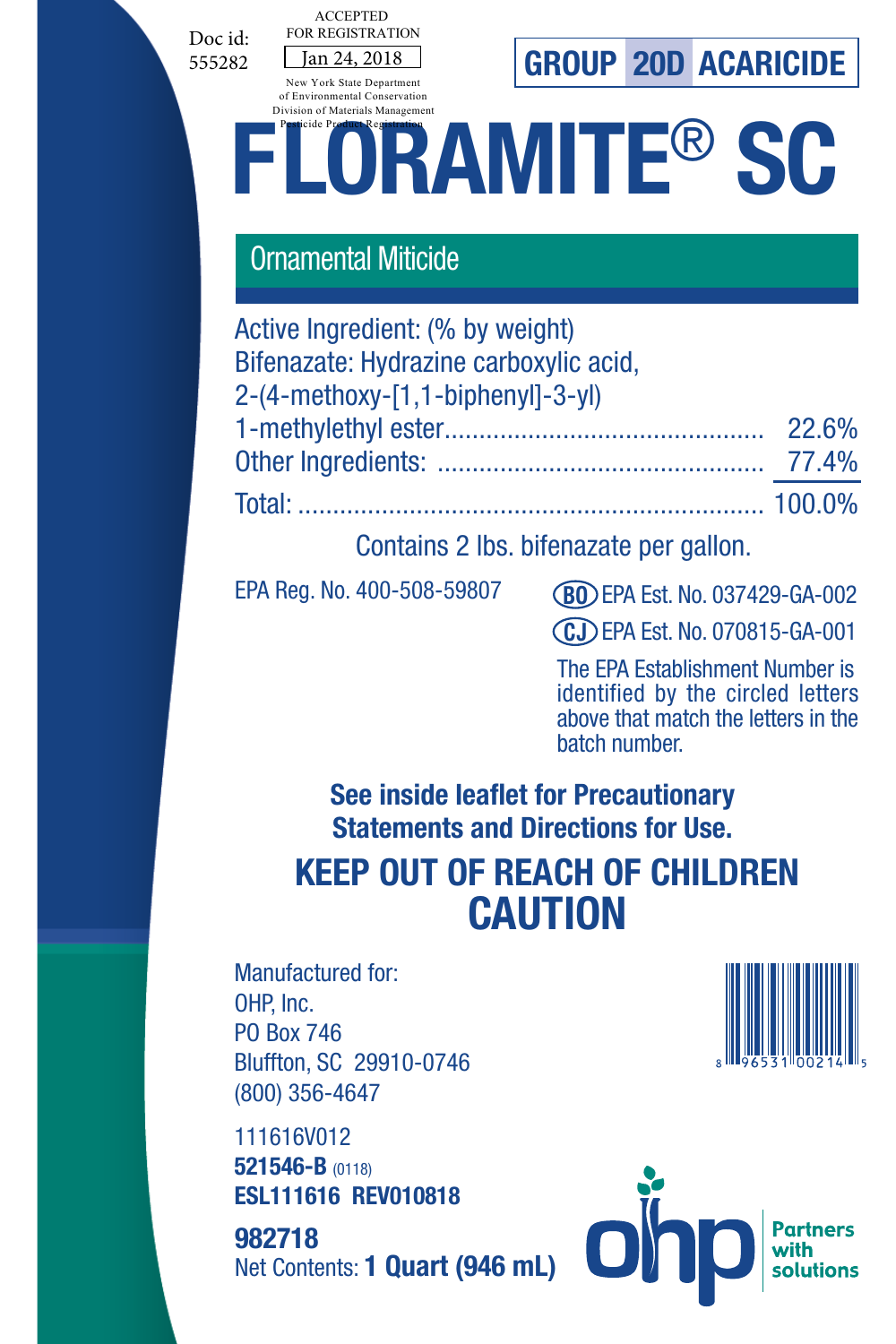Doc id: 555282

ACCEPTED FOR REGISTRATION
Jan 24, 2018
New York State Department of Environmental Conservation
Division of Materials Management
Pesticide Product Registration

**GROUP 20D ACARICIDE**

# FLORAMITE® SC

## Ornamental Miticide

| Active Ingredient: (% by weight) | |
|---|---|
| Bifenazate: Hydrazine carboxylic acid, 2-(4-methoxy-[1,1-biphenyl]-3-yl) 1-methylethyl ester | 22.6% |
| Other Ingredients: | 77.4% |
| Total: | 100.0% |

Contains 2 lbs. bifenazate per gallon.

EPA Reg. No. 400-508-59807

(BO) EPA Est. No. 037429-GA-002
(CJ) EPA Est. No. 070815-GA-001

The EPA Establishment Number is identified by the circled letters above that match the letters in the batch number.

**See inside leaflet for Precautionary Statements and Directions for Use.**

**KEEP OUT OF REACH OF CHILDREN**

**CAUTION**

Manufactured for:
OHP, Inc.
PO Box 746
Bluffton, SC 29910-0746
(800) 356-4647

8 96531 00214 5

111616V012
**521546-B** (0118)
**ESL111616 REV010818**

**982718**
Net Contents: **1 Quart (946 mL)**

ohp Partners with solutions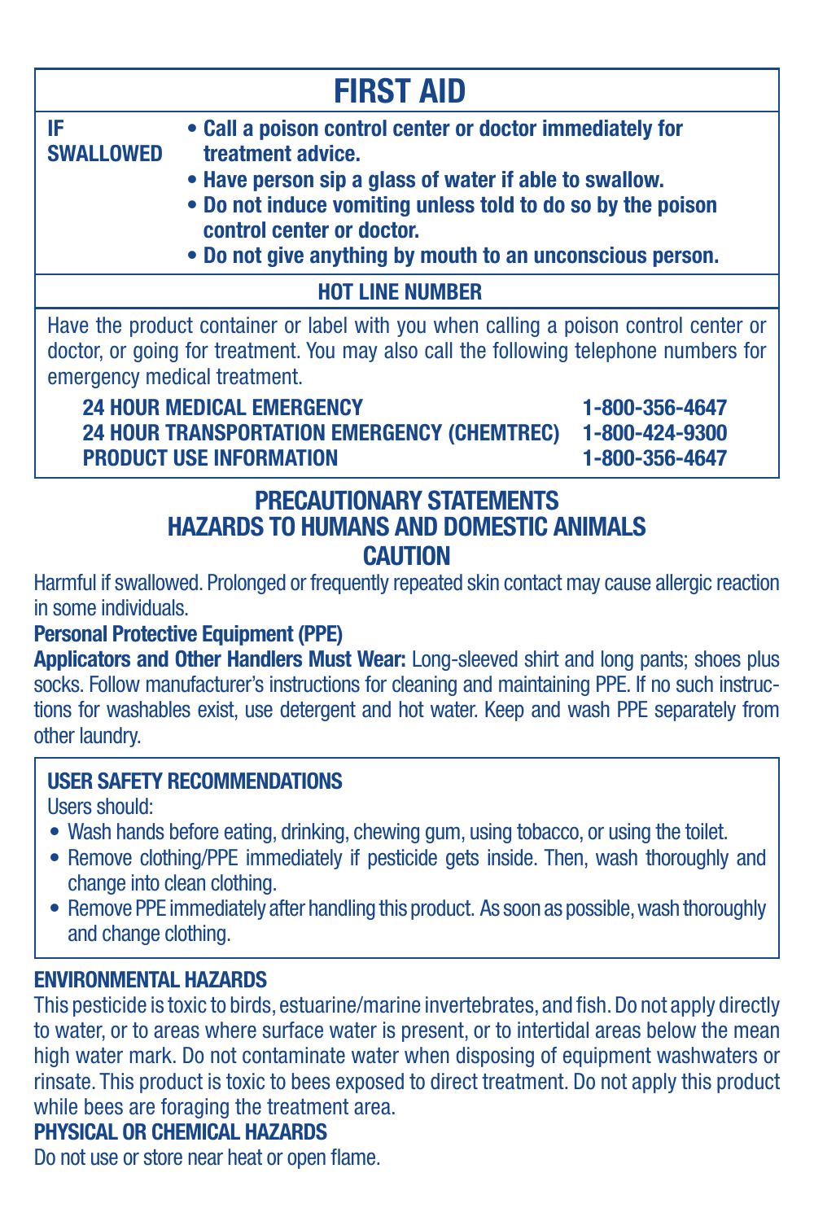# FIRST AID

| | |
|---|---|
| **IF SWALLOWED** | • **Call a poison control center or doctor immediately for treatment advice.**<br>• **Have person sip a glass of water if able to swallow.**<br>• **Do not induce vomiting unless told to do so by the poison control center or doctor.**<br>• **Do not give anything by mouth to an unconscious person.** |

**HOT LINE NUMBER**

Have the product container or label with you when calling a poison control center or doctor, or going for treatment. You may also call the following telephone numbers for emergency medical treatment.

| | |
|---|---|
| **24 HOUR MEDICAL EMERGENCY** | **1-800-356-4647** |
| **24 HOUR TRANSPORTATION EMERGENCY (CHEMTREC)** | **1-800-424-9300** |
| **PRODUCT USE INFORMATION** | **1-800-356-4647** |

## PRECAUTIONARY STATEMENTS
## HAZARDS TO HUMANS AND DOMESTIC ANIMALS
## CAUTION

Harmful if swallowed. Prolonged or frequently repeated skin contact may cause allergic reaction in some individuals.

**Personal Protective Equipment (PPE)**

**Applicators and Other Handlers Must Wear:** Long-sleeved shirt and long pants; shoes plus socks. Follow manufacturer's instructions for cleaning and maintaining PPE. If no such instructions for washables exist, use detergent and hot water. Keep and wash PPE separately from other laundry.

**USER SAFETY RECOMMENDATIONS**

Users should:

- Wash hands before eating, drinking, chewing gum, using tobacco, or using the toilet.
- Remove clothing/PPE immediately if pesticide gets inside. Then, wash thoroughly and change into clean clothing.
- Remove PPE immediately after handling this product. As soon as possible, wash thoroughly and change clothing.

**ENVIRONMENTAL HAZARDS**

This pesticide is toxic to birds, estuarine/marine invertebrates, and fish. Do not apply directly to water, or to areas where surface water is present, or to intertidal areas below the mean high water mark. Do not contaminate water when disposing of equipment washwaters or rinsate. This product is toxic to bees exposed to direct treatment. Do not apply this product while bees are foraging the treatment area.

**PHYSICAL OR CHEMICAL HAZARDS**

Do not use or store near heat or open flame.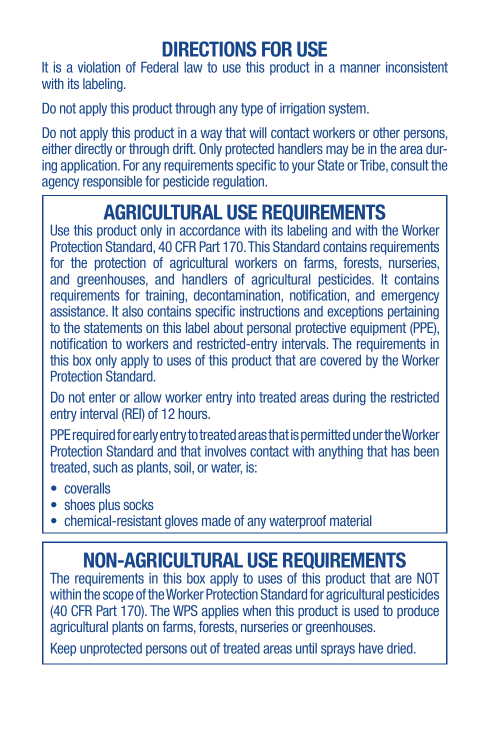# DIRECTIONS FOR USE

It is a violation of Federal law to use this product in a manner inconsistent with its labeling.

Do not apply this product through any type of irrigation system.

Do not apply this product in a way that will contact workers or other persons, either directly or through drift. Only protected handlers may be in the area during application. For any requirements specific to your State or Tribe, consult the agency responsible for pesticide regulation.

## AGRICULTURAL USE REQUIREMENTS

Use this product only in accordance with its labeling and with the Worker Protection Standard, 40 CFR Part 170. This Standard contains requirements for the protection of agricultural workers on farms, forests, nurseries, and greenhouses, and handlers of agricultural pesticides. It contains requirements for training, decontamination, notification, and emergency assistance. It also contains specific instructions and exceptions pertaining to the statements on this label about personal protective equipment (PPE), notification to workers and restricted-entry intervals. The requirements in this box only apply to uses of this product that are covered by the Worker Protection Standard.

Do not enter or allow worker entry into treated areas during the restricted entry interval (REI) of 12 hours.

PPE required for early entry to treated areas that is permitted under the Worker Protection Standard and that involves contact with anything that has been treated, such as plants, soil, or water, is:

- coveralls
- shoes plus socks
- chemical-resistant gloves made of any waterproof material

## NON-AGRICULTURAL USE REQUIREMENTS

The requirements in this box apply to uses of this product that are NOT within the scope of the Worker Protection Standard for agricultural pesticides (40 CFR Part 170). The WPS applies when this product is used to produce agricultural plants on farms, forests, nurseries or greenhouses.

Keep unprotected persons out of treated areas until sprays have dried.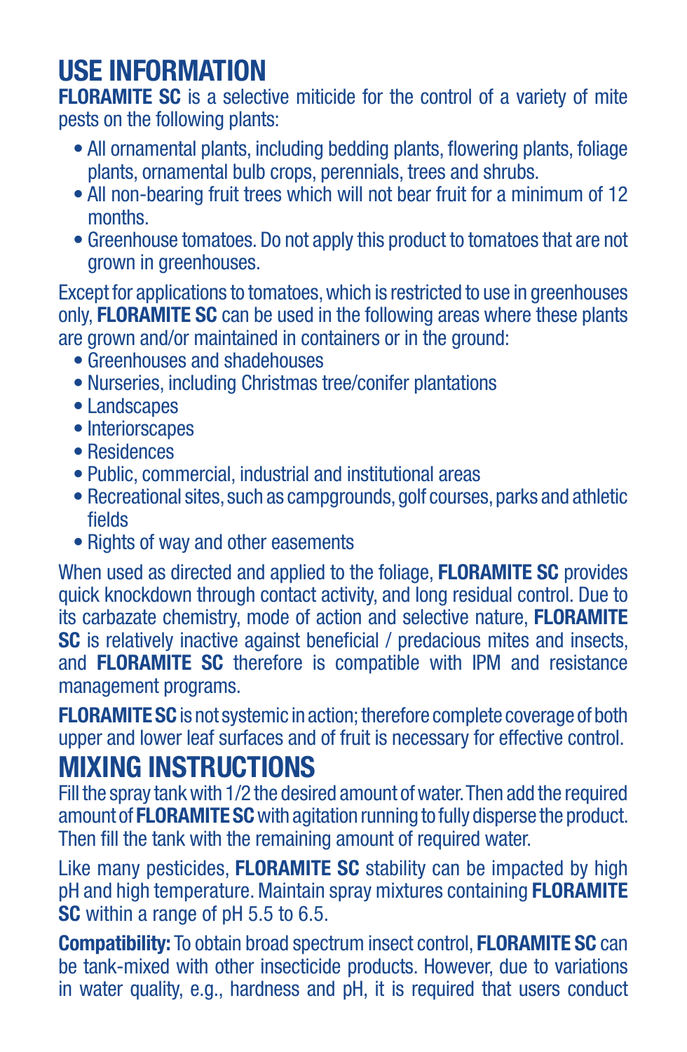## USE INFORMATION

**FLORAMITE SC** is a selective miticide for the control of a variety of mite pests on the following plants:

- All ornamental plants, including bedding plants, flowering plants, foliage plants, ornamental bulb crops, perennials, trees and shrubs.
- All non-bearing fruit trees which will not bear fruit for a minimum of 12 months.
- Greenhouse tomatoes. Do not apply this product to tomatoes that are not grown in greenhouses.

Except for applications to tomatoes, which is restricted to use in greenhouses only, **FLORAMITE SC** can be used in the following areas where these plants are grown and/or maintained in containers or in the ground:

- Greenhouses and shadehouses
- Nurseries, including Christmas tree/conifer plantations
- Landscapes
- Interiorscapes
- Residences
- Public, commercial, industrial and institutional areas
- Recreational sites, such as campgrounds, golf courses, parks and athletic fields
- Rights of way and other easements

When used as directed and applied to the foliage, **FLORAMITE SC** provides quick knockdown through contact activity, and long residual control. Due to its carbazate chemistry, mode of action and selective nature, **FLORAMITE SC** is relatively inactive against beneficial / predacious mites and insects, and **FLORAMITE SC** therefore is compatible with IPM and resistance management programs.

**FLORAMITE SC** is not systemic in action; therefore complete coverage of both upper and lower leaf surfaces and of fruit is necessary for effective control.

## MIXING INSTRUCTIONS

Fill the spray tank with 1/2 the desired amount of water. Then add the required amount of **FLORAMITE SC** with agitation running to fully disperse the product. Then fill the tank with the remaining amount of required water.

Like many pesticides, **FLORAMITE SC** stability can be impacted by high pH and high temperature. Maintain spray mixtures containing **FLORAMITE SC** within a range of pH 5.5 to 6.5.

**Compatibility:** To obtain broad spectrum insect control, **FLORAMITE SC** can be tank-mixed with other insecticide products. However, due to variations in water quality, e.g., hardness and pH, it is required that users conduct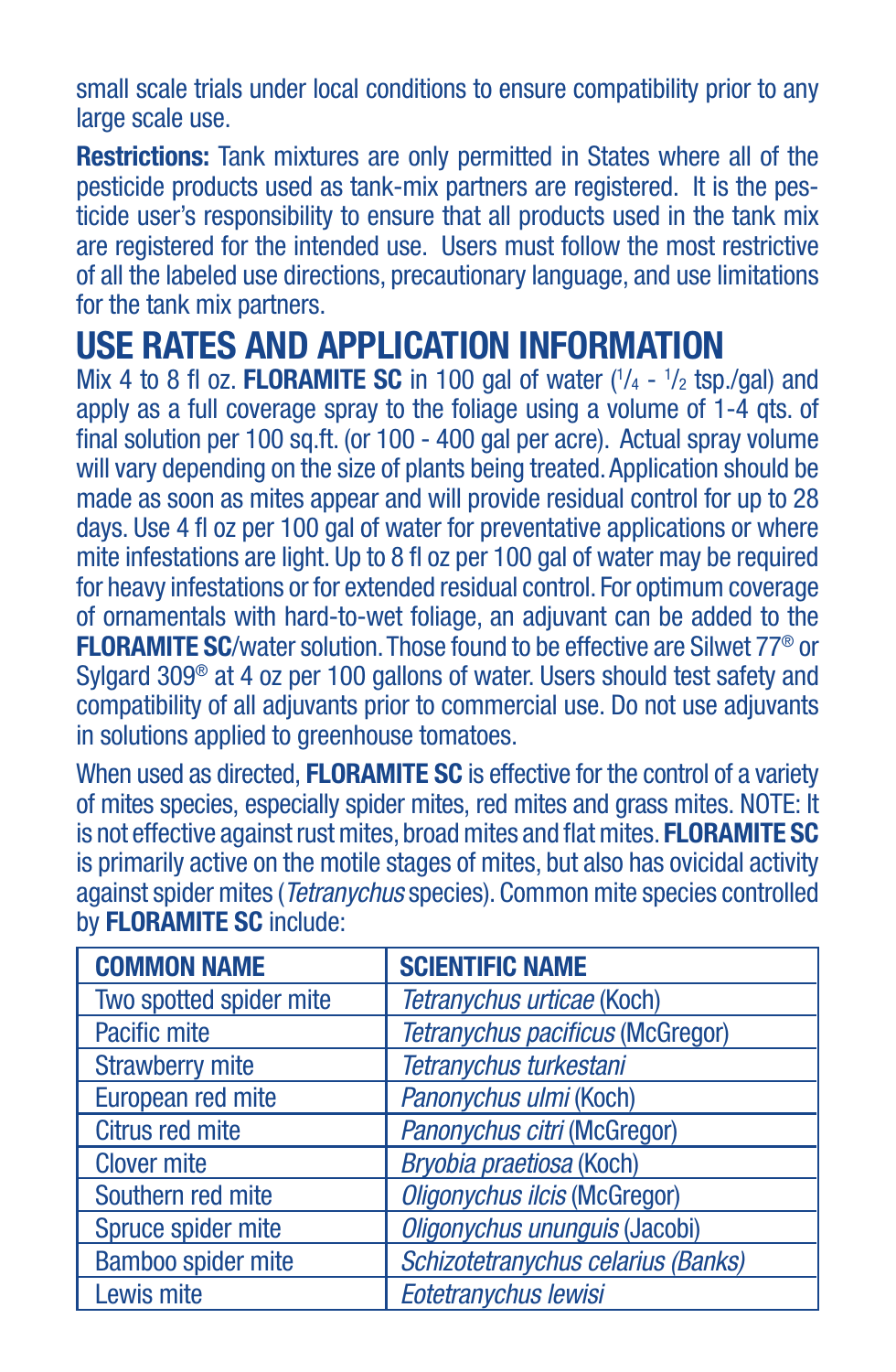small scale trials under local conditions to ensure compatibility prior to any large scale use.

**Restrictions:** Tank mixtures are only permitted in States where all of the pesticide products used as tank-mix partners are registered. It is the pesticide user's responsibility to ensure that all products used in the tank mix are registered for the intended use. Users must follow the most restrictive of all the labeled use directions, precautionary language, and use limitations for the tank mix partners.

# USE RATES AND APPLICATION INFORMATION

Mix 4 to 8 fl oz. **FLORAMITE SC** in 100 gal of water (1/4 - 1/2 tsp./gal) and apply as a full coverage spray to the foliage using a volume of 1-4 qts. of final solution per 100 sq.ft. (or 100 - 400 gal per acre). Actual spray volume will vary depending on the size of plants being treated. Application should be made as soon as mites appear and will provide residual control for up to 28 days. Use 4 fl oz per 100 gal of water for preventative applications or where mite infestations are light. Up to 8 fl oz per 100 gal of water may be required for heavy infestations or for extended residual control. For optimum coverage of ornamentals with hard-to-wet foliage, an adjuvant can be added to the **FLORAMITE SC**/water solution. Those found to be effective are Silwet 77® or Sylgard 309® at 4 oz per 100 gallons of water. Users should test safety and compatibility of all adjuvants prior to commercial use. Do not use adjuvants in solutions applied to greenhouse tomatoes.

When used as directed, **FLORAMITE SC** is effective for the control of a variety of mites species, especially spider mites, red mites and grass mites. NOTE: It is not effective against rust mites, broad mites and flat mites. **FLORAMITE SC** is primarily active on the motile stages of mites, but also has ovicidal activity against spider mites (*Tetranychus* species). Common mite species controlled by **FLORAMITE SC** include:

| COMMON NAME | SCIENTIFIC NAME |
|---|---|
| Two spotted spider mite | *Tetranychus urticae* (Koch) |
| Pacific mite | *Tetranychus pacificus* (McGregor) |
| Strawberry mite | *Tetranychus turkestani* |
| European red mite | *Panonychus ulmi* (Koch) |
| Citrus red mite | *Panonychus citri* (McGregor) |
| Clover mite | *Bryobia praetiosa* (Koch) |
| Southern red mite | *Oligonychus ilcis* (McGregor) |
| Spruce spider mite | *Oligonychus ununguis* (Jacobi) |
| Bamboo spider mite | *Schizotetranychus celarius (Banks)* |
| Lewis mite | *Eotetranychus lewisi* |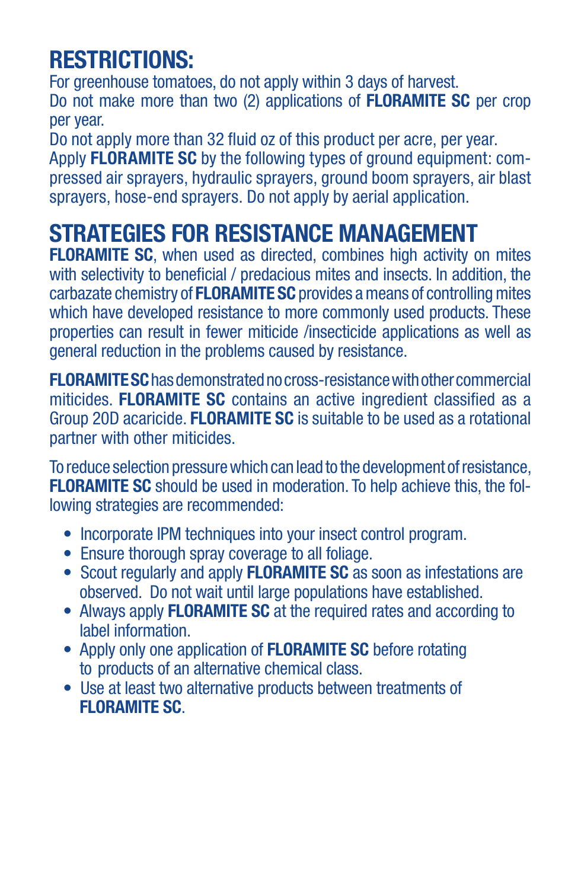## RESTRICTIONS:

For greenhouse tomatoes, do not apply within 3 days of harvest.
Do not make more than two (2) applications of **FLORAMITE SC** per crop per year.
Do not apply more than 32 fluid oz of this product per acre, per year.
Apply **FLORAMITE SC** by the following types of ground equipment: compressed air sprayers, hydraulic sprayers, ground boom sprayers, air blast sprayers, hose-end sprayers. Do not apply by aerial application.

## STRATEGIES FOR RESISTANCE MANAGEMENT

**FLORAMITE SC**, when used as directed, combines high activity on mites with selectivity to beneficial / predacious mites and insects. In addition, the carbazate chemistry of **FLORAMITE SC** provides a means of controlling mites which have developed resistance to more commonly used products. These properties can result in fewer miticide /insecticide applications as well as general reduction in the problems caused by resistance.

**FLORAMITE SC** has demonstrated no cross-resistance with other commercial miticides. **FLORAMITE SC** contains an active ingredient classified as a Group 20D acaricide. **FLORAMITE SC** is suitable to be used as a rotational partner with other miticides.

To reduce selection pressure which can lead to the development of resistance, **FLORAMITE SC** should be used in moderation. To help achieve this, the following strategies are recommended:

- Incorporate IPM techniques into your insect control program.
- Ensure thorough spray coverage to all foliage.
- Scout regularly and apply **FLORAMITE SC** as soon as infestations are observed. Do not wait until large populations have established.
- Always apply **FLORAMITE SC** at the required rates and according to label information.
- Apply only one application of **FLORAMITE SC** before rotating to products of an alternative chemical class.
- Use at least two alternative products between treatments of **FLORAMITE SC**.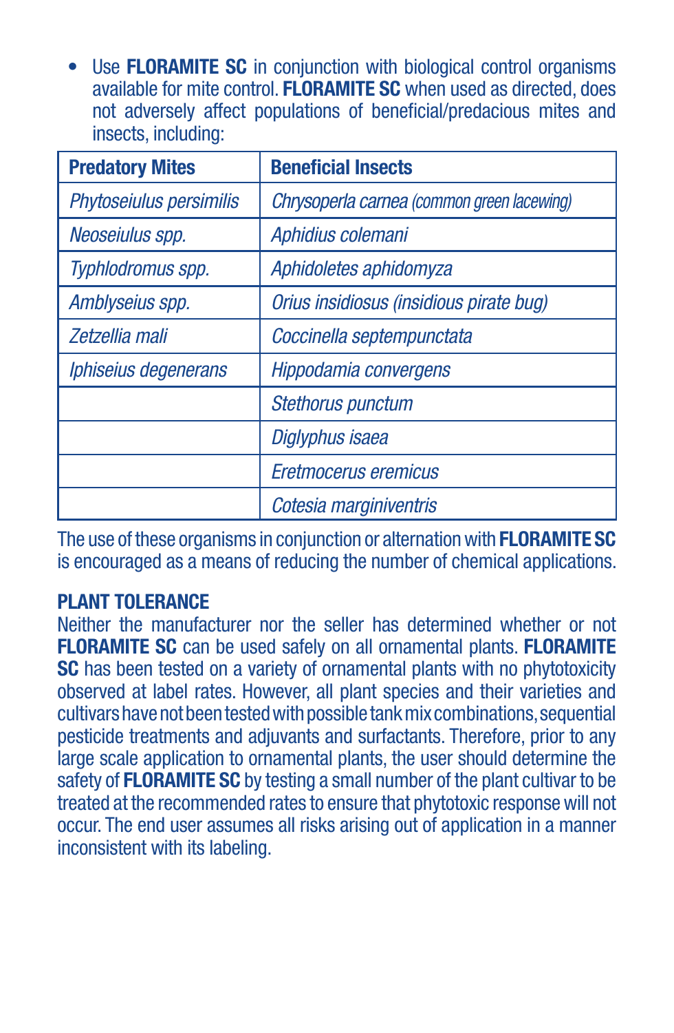- Use **FLORAMITE SC** in conjunction with biological control organisms available for mite control. **FLORAMITE SC** when used as directed, does not adversely affect populations of beneficial/predacious mites and insects, including:

| Predatory Mites | Beneficial Insects |
|---|---|
| *Phytoseiulus persimilis* | *Chrysoperla carnea (common green lacewing)* |
| *Neoseiulus spp.* | *Aphidius colemani* |
| *Typhlodromus spp.* | *Aphidoletes aphidomyza* |
| *Amblyseius spp.* | *Orius insidiosus (insidious pirate bug)* |
| *Zetzellia mali* | *Coccinella septempunctata* |
| *Iphiseius degenerans* | *Hippodamia convergens* |
| | *Stethorus punctum* |
| | *Diglyphus isaea* |
| | *Eretmocerus eremicus* |
| | *Cotesia marginiventris* |

The use of these organisms in conjunction or alternation with **FLORAMITE SC** is encouraged as a means of reducing the number of chemical applications.

**PLANT TOLERANCE**

Neither the manufacturer nor the seller has determined whether or not **FLORAMITE SC** can be used safely on all ornamental plants. **FLORAMITE SC** has been tested on a variety of ornamental plants with no phytotoxicity observed at label rates. However, all plant species and their varieties and cultivars have not been tested with possible tank mix combinations, sequential pesticide treatments and adjuvants and surfactants. Therefore, prior to any large scale application to ornamental plants, the user should determine the safety of **FLORAMITE SC** by testing a small number of the plant cultivar to be treated at the recommended rates to ensure that phytotoxic response will not occur. The end user assumes all risks arising out of application in a manner inconsistent with its labeling.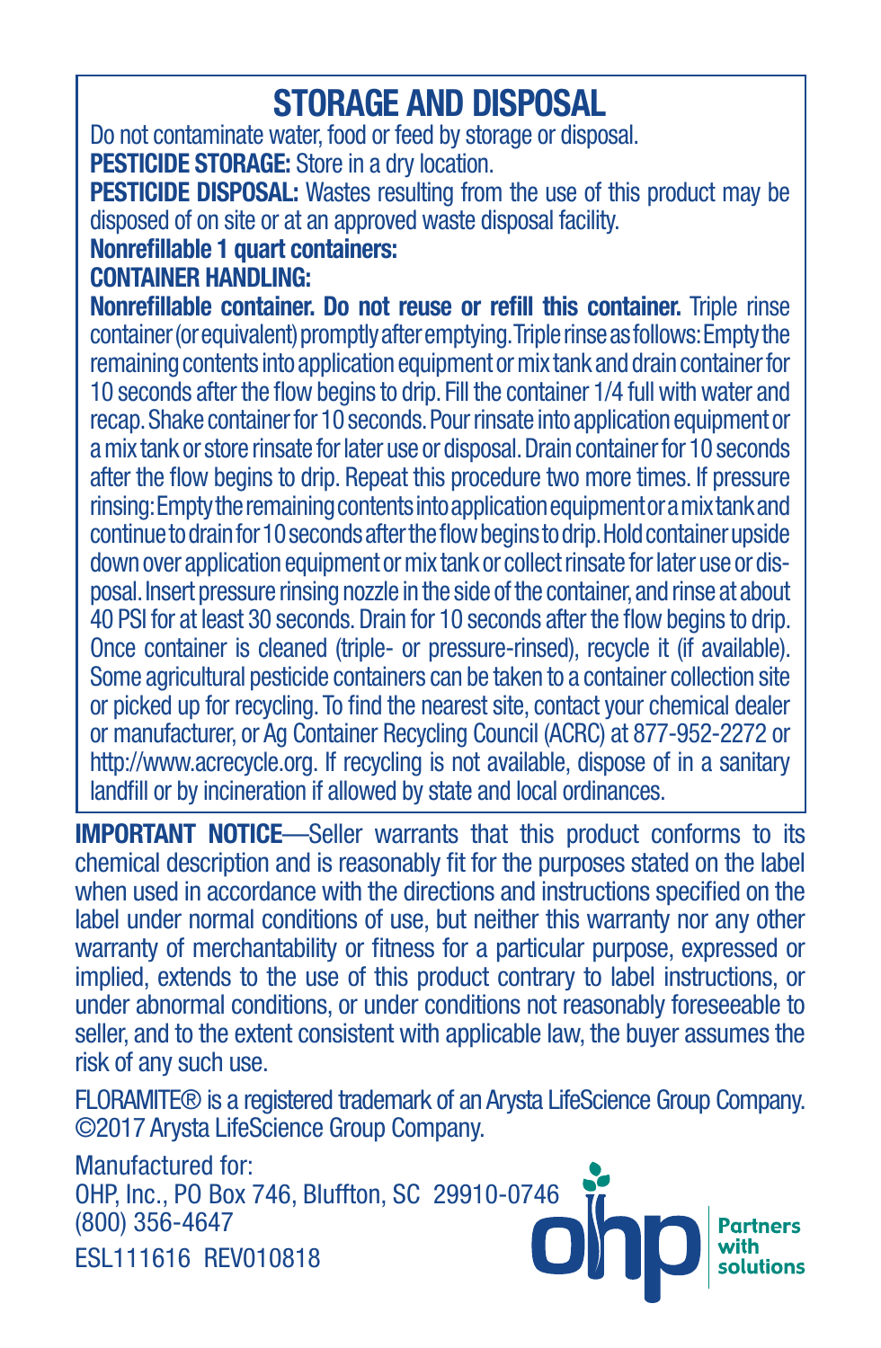## STORAGE AND DISPOSAL

Do not contaminate water, food or feed by storage or disposal.

**PESTICIDE STORAGE:** Store in a dry location.

**PESTICIDE DISPOSAL:** Wastes resulting from the use of this product may be disposed of on site or at an approved waste disposal facility.

**Nonrefillable 1 quart containers:**

**CONTAINER HANDLING:**

**Nonrefillable container. Do not reuse or refill this container.** Triple rinse container (or equivalent) promptly after emptying. Triple rinse as follows: Empty the remaining contents into application equipment or mix tank and drain container for 10 seconds after the flow begins to drip. Fill the container 1/4 full with water and recap. Shake container for 10 seconds. Pour rinsate into application equipment or a mix tank or store rinsate for later use or disposal. Drain container for 10 seconds after the flow begins to drip. Repeat this procedure two more times. If pressure rinsing: Empty the remaining contents into application equipment or a mix tank and continue to drain for 10 seconds after the flow begins to drip. Hold container upside down over application equipment or mix tank or collect rinsate for later use or disposal. Insert pressure rinsing nozzle in the side of the container, and rinse at about 40 PSI for at least 30 seconds. Drain for 10 seconds after the flow begins to drip. Once container is cleaned (triple- or pressure-rinsed), recycle it (if available). Some agricultural pesticide containers can be taken to a container collection site or picked up for recycling. To find the nearest site, contact your chemical dealer or manufacturer, or Ag Container Recycling Council (ACRC) at 877-952-2272 or http://www.acrecycle.org. If recycling is not available, dispose of in a sanitary landfill or by incineration if allowed by state and local ordinances.

**IMPORTANT NOTICE**—Seller warrants that this product conforms to its chemical description and is reasonably fit for the purposes stated on the label when used in accordance with the directions and instructions specified on the label under normal conditions of use, but neither this warranty nor any other warranty of merchantability or fitness for a particular purpose, expressed or implied, extends to the use of this product contrary to label instructions, or under abnormal conditions, or under conditions not reasonably foreseeable to seller, and to the extent consistent with applicable law, the buyer assumes the risk of any such use.

FLORAMITE® is a registered trademark of an Arysta LifeScience Group Company. ©2017 Arysta LifeScience Group Company.

Manufactured for:
OHP, Inc., PO Box 746, Bluffton, SC 29910-0746
(800) 356-4647

ESL111616 REV010818

ohp Partners with solutions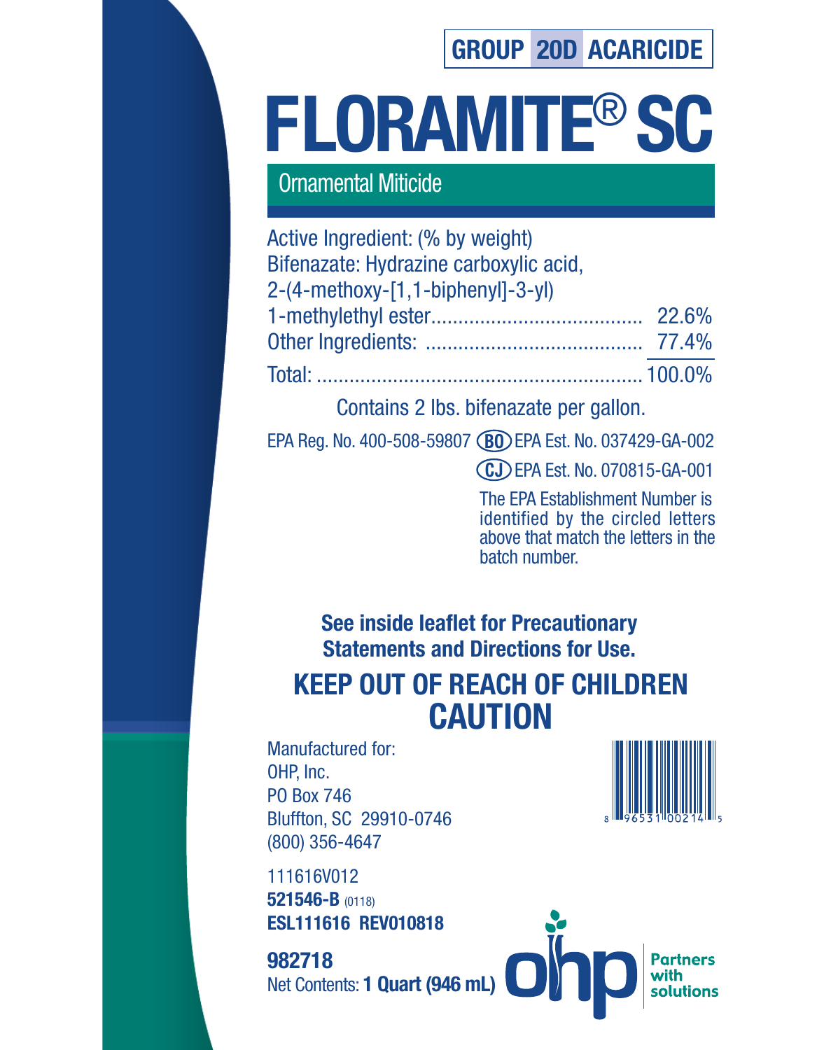**GROUP 20D ACARICIDE**

# FLORAMITE® SC

## Ornamental Miticide

| | |
|---|---|
| Active Ingredient: (% by weight) | |
| Bifenazate: Hydrazine carboxylic acid, 2-(4-methoxy-[1,1-biphenyl]-3-yl) 1-methylethyl ester | 22.6% |
| Other Ingredients: | 77.4% |
| Total: | 100.0% |

Contains 2 lbs. bifenazate per gallon.

EPA Reg. No. 400-508-59807 (BO) EPA Est. No. 037429-GA-002

(CJ) EPA Est. No. 070815-GA-001

The EPA Establishment Number is identified by the circled letters above that match the letters in the batch number.

**See inside leaflet for Precautionary Statements and Directions for Use.**

**KEEP OUT OF REACH OF CHILDREN**

**CAUTION**

Manufactured for:
OHP, Inc.
PO Box 746
Bluffton, SC 29910-0746
(800) 356-4647

8 96531 00214 5

111616V012
**521546-B** (0118)
**ESL111616 REV010818**

**982718**
Net Contents: **1 Quart (946 mL)**

ohp Partners with solutions